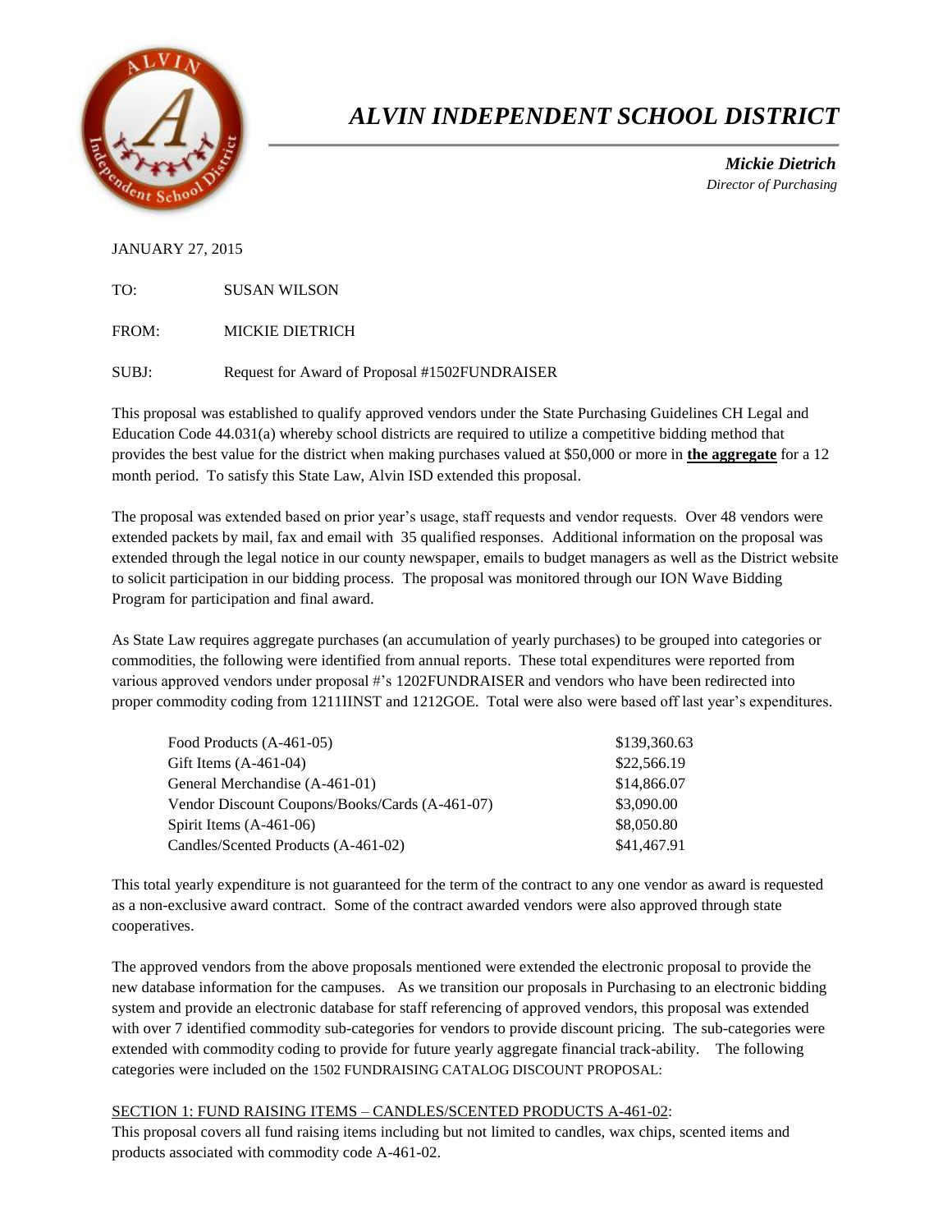# *ALVIN INDEPENDENT SCHOOL DISTRICT*

***Mickie Dietrich***
*Director of Purchasing*

JANUARY 27, 2015

TO: SUSAN WILSON

FROM: MICKIE DIETRICH

SUBJ: Request for Award of Proposal #1502FUNDRAISER

This proposal was established to qualify approved vendors under the State Purchasing Guidelines CH Legal and Education Code 44.031(a) whereby school districts are required to utilize a competitive bidding method that provides the best value for the district when making purchases valued at $50,000 or more in **the aggregate** for a 12 month period. To satisfy this State Law, Alvin ISD extended this proposal.

The proposal was extended based on prior year's usage, staff requests and vendor requests. Over 48 vendors were extended packets by mail, fax and email with 35 qualified responses. Additional information on the proposal was extended through the legal notice in our county newspaper, emails to budget managers as well as the District website to solicit participation in our bidding process. The proposal was monitored through our ION Wave Bidding Program for participation and final award.

As State Law requires aggregate purchases (an accumulation of yearly purchases) to be grouped into categories or commodities, the following were identified from annual reports. These total expenditures were reported from various approved vendors under proposal #'s 1202FUNDRAISER and vendors who have been redirected into proper commodity coding from 1211IINST and 1212GOE. Total were also were based off last year's expenditures.

| Category | Amount |
|---|---|
| Food Products (A-461-05) | $139,360.63 |
| Gift Items (A-461-04) | $22,566.19 |
| General Merchandise (A-461-01) | $14,866.07 |
| Vendor Discount Coupons/Books/Cards (A-461-07) | $3,090.00 |
| Spirit Items (A-461-06) | $8,050.80 |
| Candles/Scented Products (A-461-02) | $41,467.91 |

This total yearly expenditure is not guaranteed for the term of the contract to any one vendor as award is requested as a non-exclusive award contract. Some of the contract awarded vendors were also approved through state cooperatives.

The approved vendors from the above proposals mentioned were extended the electronic proposal to provide the new database information for the campuses. As we transition our proposals in Purchasing to an electronic bidding system and provide an electronic database for staff referencing of approved vendors, this proposal was extended with over 7 identified commodity sub-categories for vendors to provide discount pricing. The sub-categories were extended with commodity coding to provide for future yearly aggregate financial track-ability. The following categories were included on the 1502 FUNDRAISING CATALOG DISCOUNT PROPOSAL:

SECTION 1: FUND RAISING ITEMS – CANDLES/SCENTED PRODUCTS A-461-02:
This proposal covers all fund raising items including but not limited to candles, wax chips, scented items and products associated with commodity code A-461-02.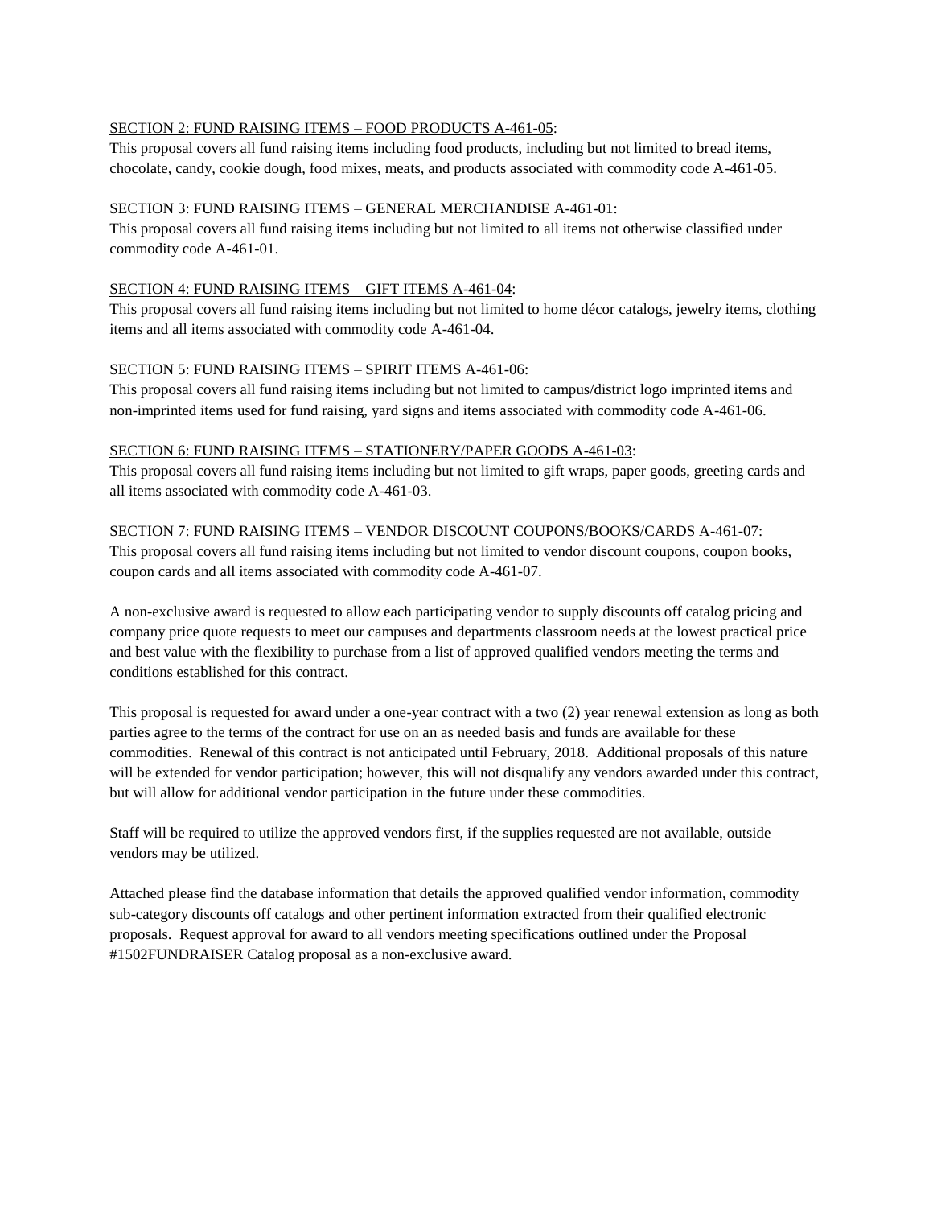<u>SECTION 2: FUND RAISING ITEMS – FOOD PRODUCTS A-461-05</u>:

This proposal covers all fund raising items including food products, including but not limited to bread items, chocolate, candy, cookie dough, food mixes, meats, and products associated with commodity code A-461-05.

<u>SECTION 3: FUND RAISING ITEMS – GENERAL MERCHANDISE A-461-01</u>:

This proposal covers all fund raising items including but not limited to all items not otherwise classified under commodity code A-461-01.

<u>SECTION 4: FUND RAISING ITEMS – GIFT ITEMS A-461-04</u>:

This proposal covers all fund raising items including but not limited to home décor catalogs, jewelry items, clothing items and all items associated with commodity code A-461-04.

<u>SECTION 5: FUND RAISING ITEMS – SPIRIT ITEMS A-461-06</u>:

This proposal covers all fund raising items including but not limited to campus/district logo imprinted items and non-imprinted items used for fund raising, yard signs and items associated with commodity code A-461-06.

<u>SECTION 6: FUND RAISING ITEMS – STATIONERY/PAPER GOODS A-461-03</u>:

This proposal covers all fund raising items including but not limited to gift wraps, paper goods, greeting cards and all items associated with commodity code A-461-03.

<u>SECTION 7: FUND RAISING ITEMS – VENDOR DISCOUNT COUPONS/BOOKS/CARDS A-461-07</u>:

This proposal covers all fund raising items including but not limited to vendor discount coupons, coupon books, coupon cards and all items associated with commodity code A-461-07.

A non-exclusive award is requested to allow each participating vendor to supply discounts off catalog pricing and company price quote requests to meet our campuses and departments classroom needs at the lowest practical price and best value with the flexibility to purchase from a list of approved qualified vendors meeting the terms and conditions established for this contract.

This proposal is requested for award under a one-year contract with a two (2) year renewal extension as long as both parties agree to the terms of the contract for use on an as needed basis and funds are available for these commodities. Renewal of this contract is not anticipated until February, 2018. Additional proposals of this nature will be extended for vendor participation; however, this will not disqualify any vendors awarded under this contract, but will allow for additional vendor participation in the future under these commodities.

Staff will be required to utilize the approved vendors first, if the supplies requested are not available, outside vendors may be utilized.

Attached please find the database information that details the approved qualified vendor information, commodity sub-category discounts off catalogs and other pertinent information extracted from their qualified electronic proposals. Request approval for award to all vendors meeting specifications outlined under the Proposal #1502FUNDRAISER Catalog proposal as a non-exclusive award.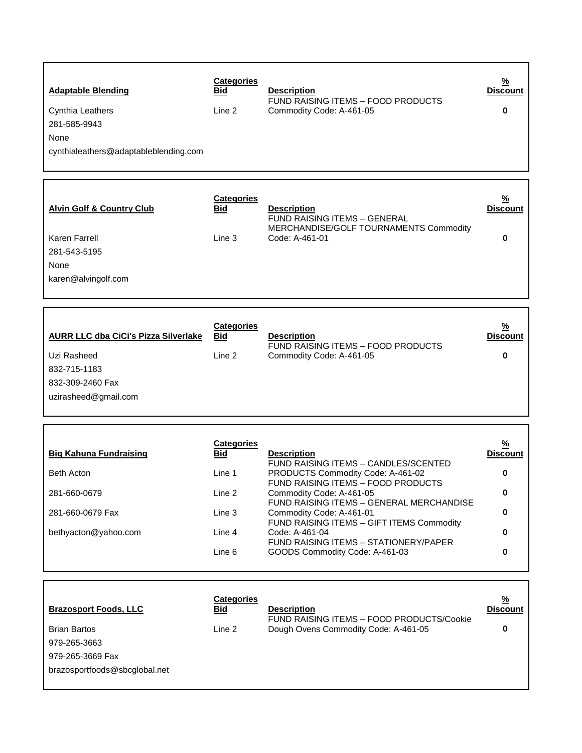| **Adaptable Blending** | **Categories Bid** | **Description** | **% Discount** |
|---|---|---|---|
| Cynthia Leathers | Line 2 | FUND RAISING ITEMS – FOOD PRODUCTS Commodity Code: A-461-05 | **0** |
| 281-585-9943 | | | |
| None | | | |
| cynthialeathers@adaptableblending.com | | | |

| **Alvin Golf & Country Club** | **Categories Bid** | **Description** | **% Discount** |
|---|---|---|---|
| Karen Farrell | Line 3 | FUND RAISING ITEMS – GENERAL MERCHANDISE/GOLF TOURNAMENTS Commodity Code: A-461-01 | **0** |
| 281-543-5195 | | | |
| None | | | |
| karen@alvingolf.com | | | |

| **AURR LLC dba CiCi's Pizza Silverlake** | **Categories Bid** | **Description** | **% Discount** |
|---|---|---|---|
| Uzi Rasheed | Line 2 | FUND RAISING ITEMS – FOOD PRODUCTS Commodity Code: A-461-05 | **0** |
| 832-715-1183 | | | |
| 832-309-2460 Fax | | | |
| uzirasheed@gmail.com | | | |

| **Big Kahuna Fundraising** | **Categories Bid** | **Description** | **% Discount** |
|---|---|---|---|
| Beth Acton | Line 1 | FUND RAISING ITEMS – CANDLES/SCENTED PRODUCTS Commodity Code: A-461-02 | **0** |
| 281-660-0679 | Line 2 | FUND RAISING ITEMS – FOOD PRODUCTS Commodity Code: A-461-05 | **0** |
| 281-660-0679 Fax | Line 3 | FUND RAISING ITEMS – GENERAL MERCHANDISE Commodity Code: A-461-01 | **0** |
| bethyacton@yahoo.com | Line 4 | FUND RAISING ITEMS – GIFT ITEMS Commodity Code: A-461-04 | **0** |
| | Line 6 | FUND RAISING ITEMS – STATIONERY/PAPER GOODS Commodity Code: A-461-03 | **0** |

| **Brazosport Foods, LLC** | **Categories Bid** | **Description** | **% Discount** |
|---|---|---|---|
| Brian Bartos | Line 2 | FUND RAISING ITEMS – FOOD PRODUCTS/Cookie Dough Ovens Commodity Code: A-461-05 | **0** |
| 979-265-3663 | | | |
| 979-265-3669 Fax | | | |
| brazosportfoods@sbcglobal.net | | | |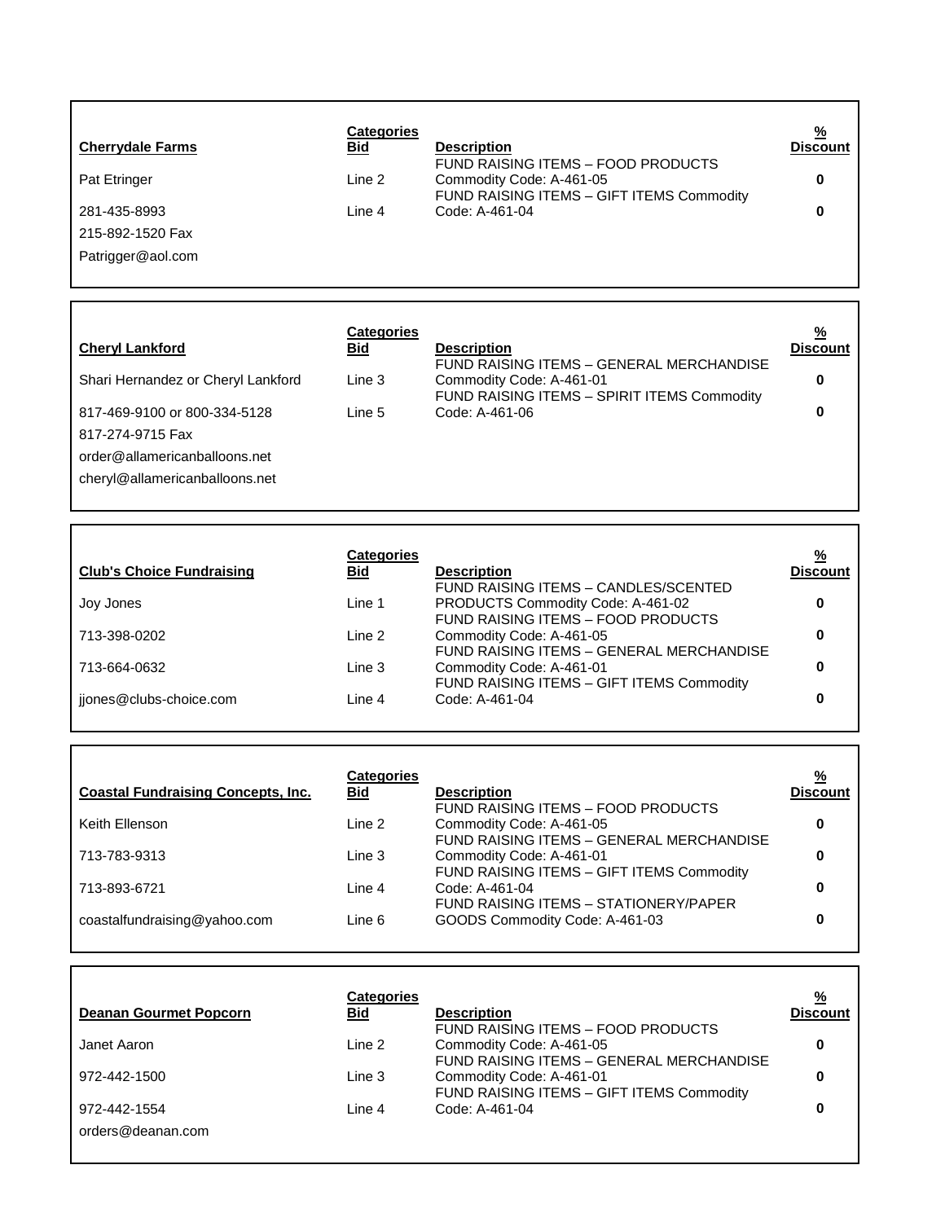| Cherrydale Farms | Categories Bid | Description | % Discount |
| --- | --- | --- | --- |
| Pat Etringer | Line 2 | FUND RAISING ITEMS – FOOD PRODUCTS Commodity Code: A-461-05 | 0 |
| 281-435-8993 | Line 4 | FUND RAISING ITEMS – GIFT ITEMS Commodity Code: A-461-04 | 0 |
| 215-892-1520 Fax | | | |
| Patrigger@aol.com | | | |

| Cheryl Lankford | Categories Bid | Description | % Discount |
| --- | --- | --- | --- |
| Shari Hernandez or Cheryl Lankford | Line 3 | FUND RAISING ITEMS – GENERAL MERCHANDISE Commodity Code: A-461-01 | 0 |
| 817-469-9100 or 800-334-5128 | Line 5 | FUND RAISING ITEMS – SPIRIT ITEMS Commodity Code: A-461-06 | 0 |
| 817-274-9715 Fax | | | |
| order@allamericanballoons.net | | | |
| cheryl@allamericanballoons.net | | | |

| Club's Choice Fundraising | Categories Bid | Description | % Discount |
| --- | --- | --- | --- |
| Joy Jones | Line 1 | FUND RAISING ITEMS – CANDLES/SCENTED PRODUCTS Commodity Code: A-461-02 | 0 |
| 713-398-0202 | Line 2 | FUND RAISING ITEMS – FOOD PRODUCTS Commodity Code: A-461-05 | 0 |
| 713-664-0632 | Line 3 | FUND RAISING ITEMS – GENERAL MERCHANDISE Commodity Code: A-461-01 | 0 |
| jjones@clubs-choice.com | Line 4 | FUND RAISING ITEMS – GIFT ITEMS Commodity Code: A-461-04 | 0 |

| Coastal Fundraising Concepts, Inc. | Categories Bid | Description | % Discount |
| --- | --- | --- | --- |
| Keith Ellenson | Line 2 | FUND RAISING ITEMS – FOOD PRODUCTS Commodity Code: A-461-05 | 0 |
| 713-783-9313 | Line 3 | FUND RAISING ITEMS – GENERAL MERCHANDISE Commodity Code: A-461-01 | 0 |
| 713-893-6721 | Line 4 | FUND RAISING ITEMS – GIFT ITEMS Commodity Code: A-461-04 | 0 |
| coastalfundraising@yahoo.com | Line 6 | FUND RAISING ITEMS – STATIONERY/PAPER GOODS Commodity Code: A-461-03 | 0 |

| Deanan Gourmet Popcorn | Categories Bid | Description | % Discount |
| --- | --- | --- | --- |
| Janet Aaron | Line 2 | FUND RAISING ITEMS – FOOD PRODUCTS Commodity Code: A-461-05 | 0 |
| 972-442-1500 | Line 3 | FUND RAISING ITEMS – GENERAL MERCHANDISE Commodity Code: A-461-01 | 0 |
| 972-442-1554 | Line 4 | FUND RAISING ITEMS – GIFT ITEMS Commodity Code: A-461-04 | 0 |
| orders@deanan.com | | | |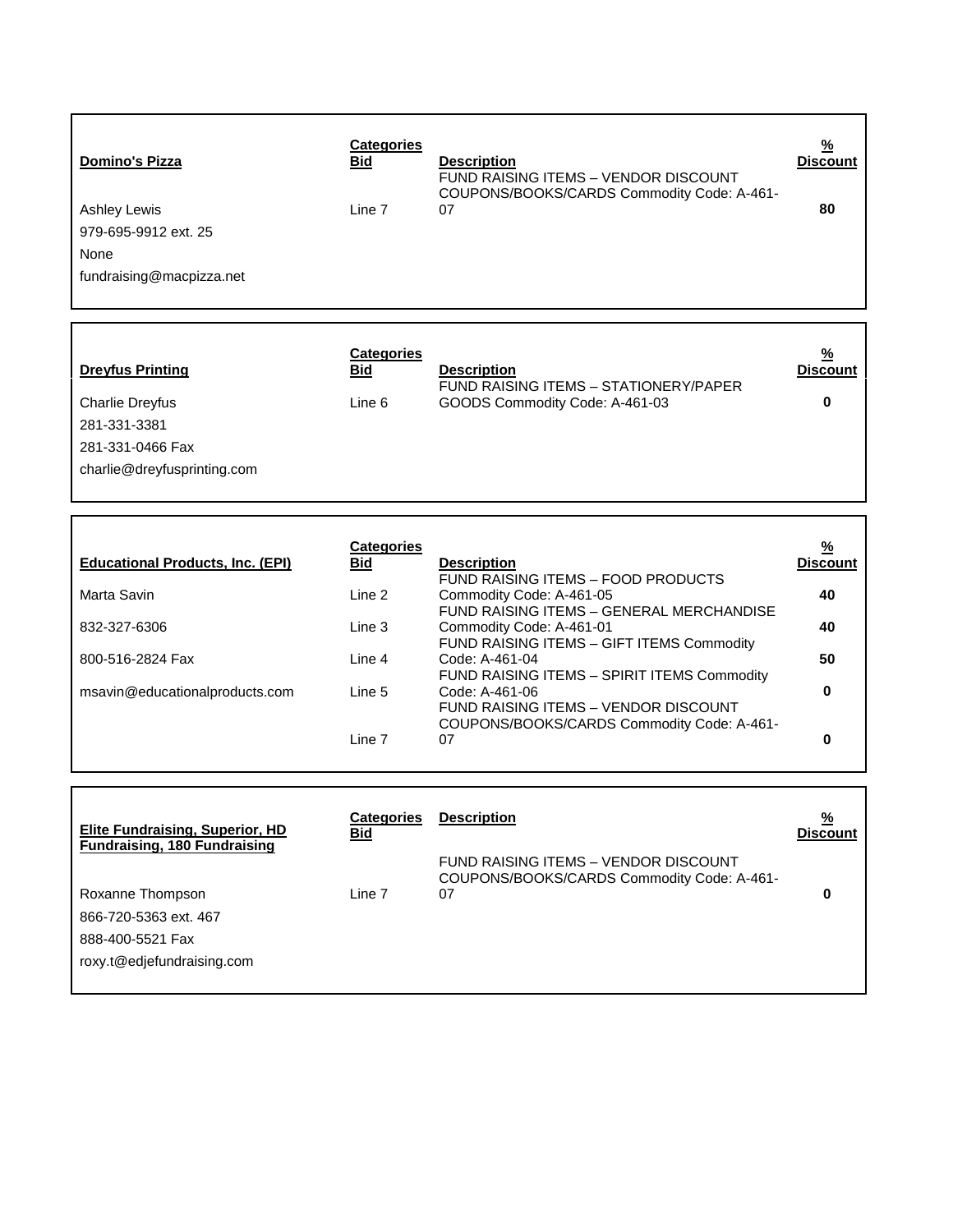| Domino's Pizza | Categories Bid | Description | % Discount |
|---|---|---|---|
| Ashley Lewis | Line 7 | FUND RAISING ITEMS – VENDOR DISCOUNT COUPONS/BOOKS/CARDS Commodity Code: A-461-07 | 80 |
| 979-695-9912 ext. 25 | | | |
| None | | | |
| fundraising@macpizza.net | | | |

| Dreyfus Printing | Categories Bid | Description | % Discount |
|---|---|---|---|
| Charlie Dreyfus | Line 6 | FUND RAISING ITEMS – STATIONERY/PAPER GOODS Commodity Code: A-461-03 | 0 |
| 281-331-3381 | | | |
| 281-331-0466 Fax | | | |
| charlie@dreyfusprinting.com | | | |

| Educational Products, Inc. (EPI) | Categories Bid | Description | % Discount |
|---|---|---|---|
| Marta Savin | Line 2 | FUND RAISING ITEMS – FOOD PRODUCTS Commodity Code: A-461-05 | 40 |
| 832-327-6306 | Line 3 | FUND RAISING ITEMS – GENERAL MERCHANDISE Commodity Code: A-461-01 | 40 |
| 800-516-2824 Fax | Line 4 | FUND RAISING ITEMS – GIFT ITEMS Commodity Code: A-461-04 | 50 |
| msavin@educationalproducts.com | Line 5 | FUND RAISING ITEMS – SPIRIT ITEMS Commodity Code: A-461-06 | 0 |
| | Line 7 | FUND RAISING ITEMS – VENDOR DISCOUNT COUPONS/BOOKS/CARDS Commodity Code: A-461-07 | 0 |

| Elite Fundraising, Superior, HD Fundraising, 180 Fundraising | Categories Bid | Description | % Discount |
|---|---|---|---|
| Roxanne Thompson | Line 7 | FUND RAISING ITEMS – VENDOR DISCOUNT COUPONS/BOOKS/CARDS Commodity Code: A-461-07 | 0 |
| 866-720-5363 ext. 467 | | | |
| 888-400-5521 Fax | | | |
| roxy.t@edjefundraising.com | | | |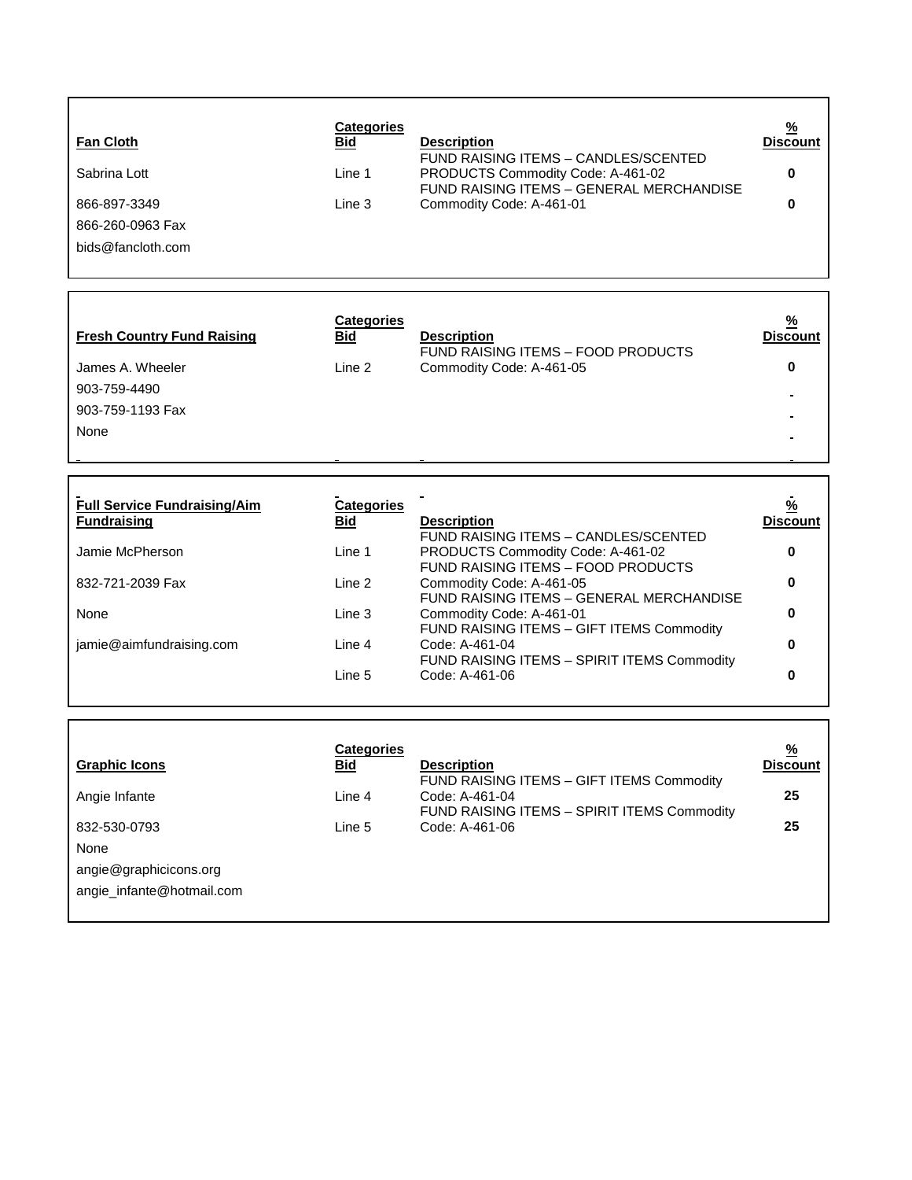| Fan Cloth | Categories Bid | Description | % Discount |
|---|---|---|---|
| Sabrina Lott | Line 1 | FUND RAISING ITEMS – CANDLES/SCENTED PRODUCTS Commodity Code: A-461-02 | 0 |
| 866-897-3349 | Line 3 | FUND RAISING ITEMS – GENERAL MERCHANDISE Commodity Code: A-461-01 | 0 |
| 866-260-0963 Fax | | | |
| bids@fancloth.com | | | |

| Fresh Country Fund Raising | Categories Bid | Description | % Discount |
|---|---|---|---|
| James A. Wheeler | Line 2 | FUND RAISING ITEMS – FOOD PRODUCTS Commodity Code: A-461-05 | 0 |
| 903-759-4490 | | | - |
| 903-759-1193 Fax | | | - |
| None | | | - |

| Full Service Fundraising/Aim Fundraising | Categories Bid | Description | % Discount |
|---|---|---|---|
| Jamie McPherson | Line 1 | FUND RAISING ITEMS – CANDLES/SCENTED PRODUCTS Commodity Code: A-461-02 | 0 |
| 832-721-2039 Fax | Line 2 | FUND RAISING ITEMS – FOOD PRODUCTS Commodity Code: A-461-05 | 0 |
| None | Line 3 | FUND RAISING ITEMS – GENERAL MERCHANDISE Commodity Code: A-461-01 | 0 |
| jamie@aimfundraising.com | Line 4 | FUND RAISING ITEMS – GIFT ITEMS Commodity Code: A-461-04 | 0 |
| | Line 5 | FUND RAISING ITEMS – SPIRIT ITEMS Commodity Code: A-461-06 | 0 |

| Graphic Icons | Categories Bid | Description | % Discount |
|---|---|---|---|
| Angie Infante | Line 4 | FUND RAISING ITEMS – GIFT ITEMS Commodity Code: A-461-04 | 25 |
| 832-530-0793 | Line 5 | FUND RAISING ITEMS – SPIRIT ITEMS Commodity Code: A-461-06 | 25 |
| None | | | |
| angie@graphicicons.org | | | |
| angie_infante@hotmail.com | | | |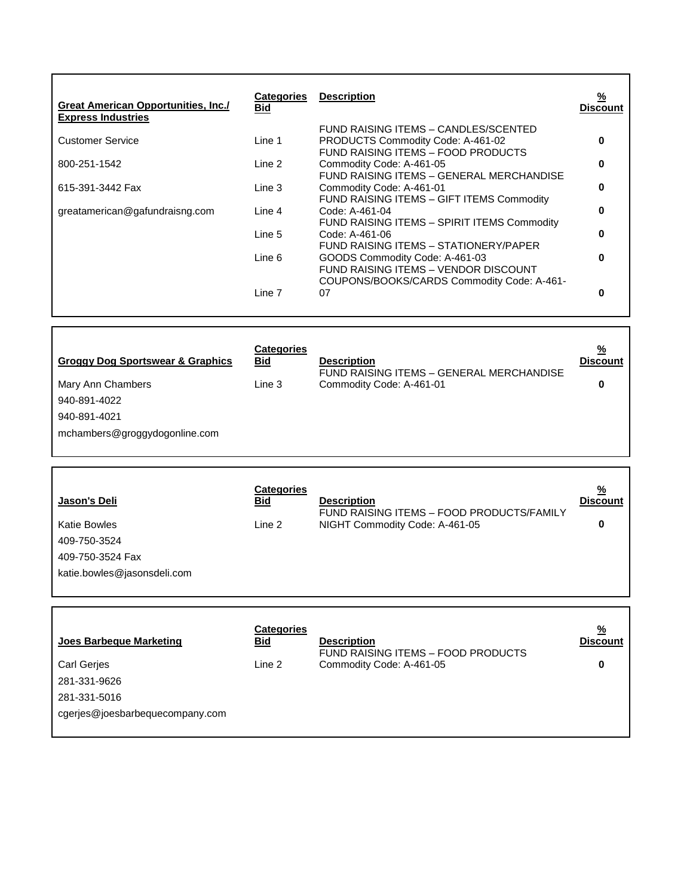| Great American Opportunities, Inc./ Express Industries | Categories Bid | Description | % Discount |
|---|---|---|---|
| Customer Service | Line 1 | FUND RAISING ITEMS – CANDLES/SCENTED PRODUCTS Commodity Code: A-461-02 | 0 |
| 800-251-1542 | Line 2 | FUND RAISING ITEMS – FOOD PRODUCTS Commodity Code: A-461-05 | 0 |
| 615-391-3442 Fax | Line 3 | FUND RAISING ITEMS – GENERAL MERCHANDISE Commodity Code: A-461-01 | 0 |
| greatamerican@gafundraisng.com | Line 4 | FUND RAISING ITEMS – GIFT ITEMS Commodity Code: A-461-04 | 0 |
| | Line 5 | FUND RAISING ITEMS – SPIRIT ITEMS Commodity Code: A-461-06 | 0 |
| | Line 6 | FUND RAISING ITEMS – STATIONERY/PAPER GOODS Commodity Code: A-461-03 | 0 |
| | Line 7 | FUND RAISING ITEMS – VENDOR DISCOUNT COUPONS/BOOKS/CARDS Commodity Code: A-461-07 | 0 |

| Groggy Dog Sportswear & Graphics | Categories Bid | Description | % Discount |
|---|---|---|---|
| Mary Ann Chambers | Line 3 | FUND RAISING ITEMS – GENERAL MERCHANDISE Commodity Code: A-461-01 | 0 |
| 940-891-4022 | | | |
| 940-891-4021 | | | |
| mchambers@groggydogonline.com | | | |

| Jason's Deli | Categories Bid | Description | % Discount |
|---|---|---|---|
| Katie Bowles | Line 2 | FUND RAISING ITEMS – FOOD PRODUCTS/FAMILY NIGHT Commodity Code: A-461-05 | 0 |
| 409-750-3524 | | | |
| 409-750-3524 Fax | | | |
| katie.bowles@jasonsdeli.com | | | |

| Joes Barbeque Marketing | Categories Bid | Description | % Discount |
|---|---|---|---|
| Carl Gerjes | Line 2 | FUND RAISING ITEMS – FOOD PRODUCTS Commodity Code: A-461-05 | 0 |
| 281-331-9626 | | | |
| 281-331-5016 | | | |
| cgerjes@joesbarbequecompany.com | | | |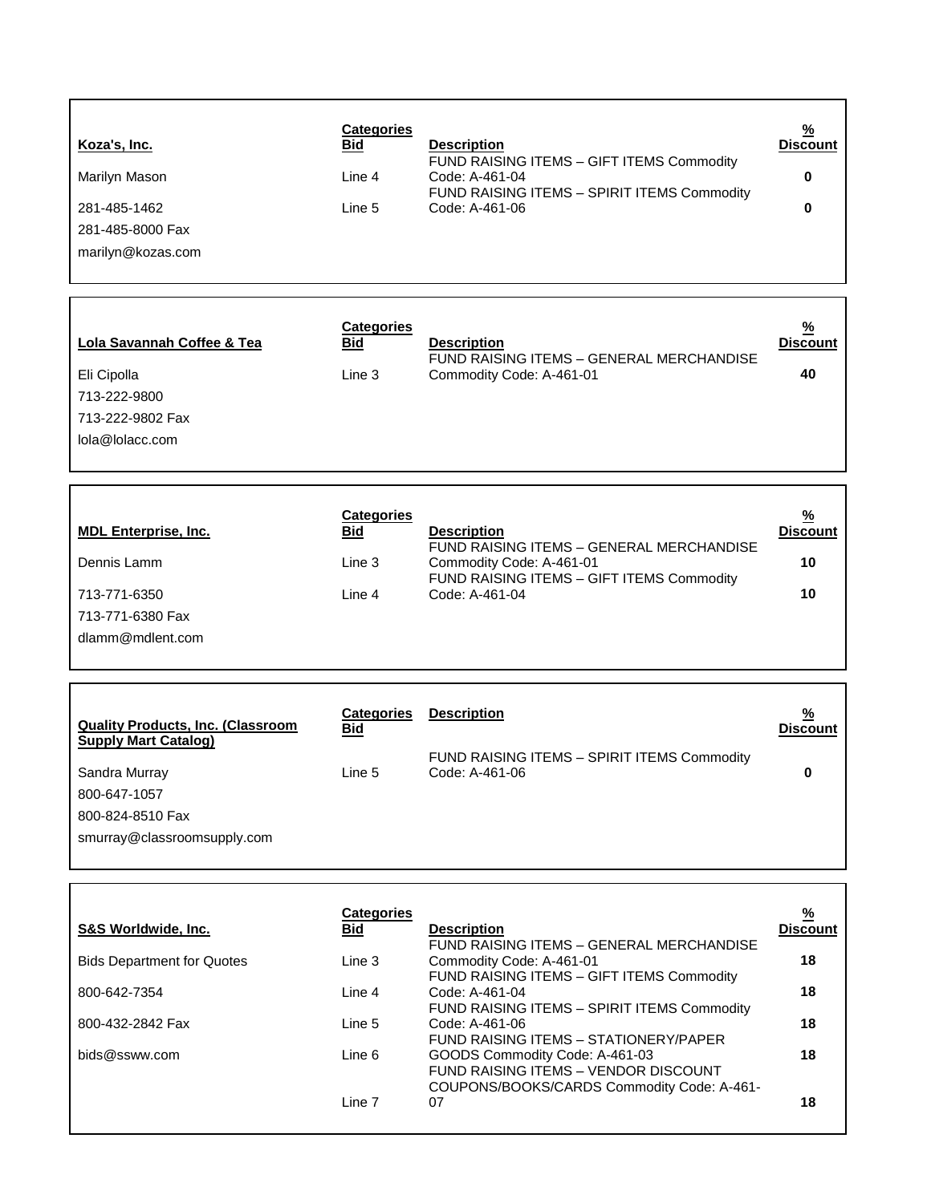| Koza's, Inc. | Categories Bid | Description | % Discount |
|---|---|---|---|
| Marilyn Mason | Line 4 | FUND RAISING ITEMS – GIFT ITEMS Commodity Code: A-461-04 | 0 |
| 281-485-1462 | Line 5 | FUND RAISING ITEMS – SPIRIT ITEMS Commodity Code: A-461-06 | 0 |
| 281-485-8000 Fax | | | |
| marilyn@kozas.com | | | |

| Lola Savannah Coffee & Tea | Categories Bid | Description | % Discount |
|---|---|---|---|
| Eli Cipolla | Line 3 | FUND RAISING ITEMS – GENERAL MERCHANDISE Commodity Code: A-461-01 | 40 |
| 713-222-9800 | | | |
| 713-222-9802 Fax | | | |
| lola@lolacc.com | | | |

| MDL Enterprise, Inc. | Categories Bid | Description | % Discount |
|---|---|---|---|
| Dennis Lamm | Line 3 | FUND RAISING ITEMS – GENERAL MERCHANDISE Commodity Code: A-461-01 | 10 |
| 713-771-6350 | Line 4 | FUND RAISING ITEMS – GIFT ITEMS Commodity Code: A-461-04 | 10 |
| 713-771-6380 Fax | | | |
| dlamm@mdlent.com | | | |

| Quality Products, Inc. (Classroom Supply Mart Catalog) | Categories Bid | Description | % Discount |
|---|---|---|---|
| Sandra Murray | Line 5 | FUND RAISING ITEMS – SPIRIT ITEMS Commodity Code: A-461-06 | 0 |
| 800-647-1057 | | | |
| 800-824-8510 Fax | | | |
| smurray@classroomsupply.com | | | |

| S&S Worldwide, Inc. | Categories Bid | Description | % Discount |
|---|---|---|---|
| Bids Department for Quotes | Line 3 | FUND RAISING ITEMS – GENERAL MERCHANDISE Commodity Code: A-461-01 | 18 |
| 800-642-7354 | Line 4 | FUND RAISING ITEMS – GIFT ITEMS Commodity Code: A-461-04 | 18 |
| 800-432-2842 Fax | Line 5 | FUND RAISING ITEMS – SPIRIT ITEMS Commodity Code: A-461-06 | 18 |
| bids@ssww.com | Line 6 | FUND RAISING ITEMS – STATIONERY/PAPER GOODS Commodity Code: A-461-03 | 18 |
| | Line 7 | FUND RAISING ITEMS – VENDOR DISCOUNT COUPONS/BOOKS/CARDS Commodity Code: A-461-07 | 18 |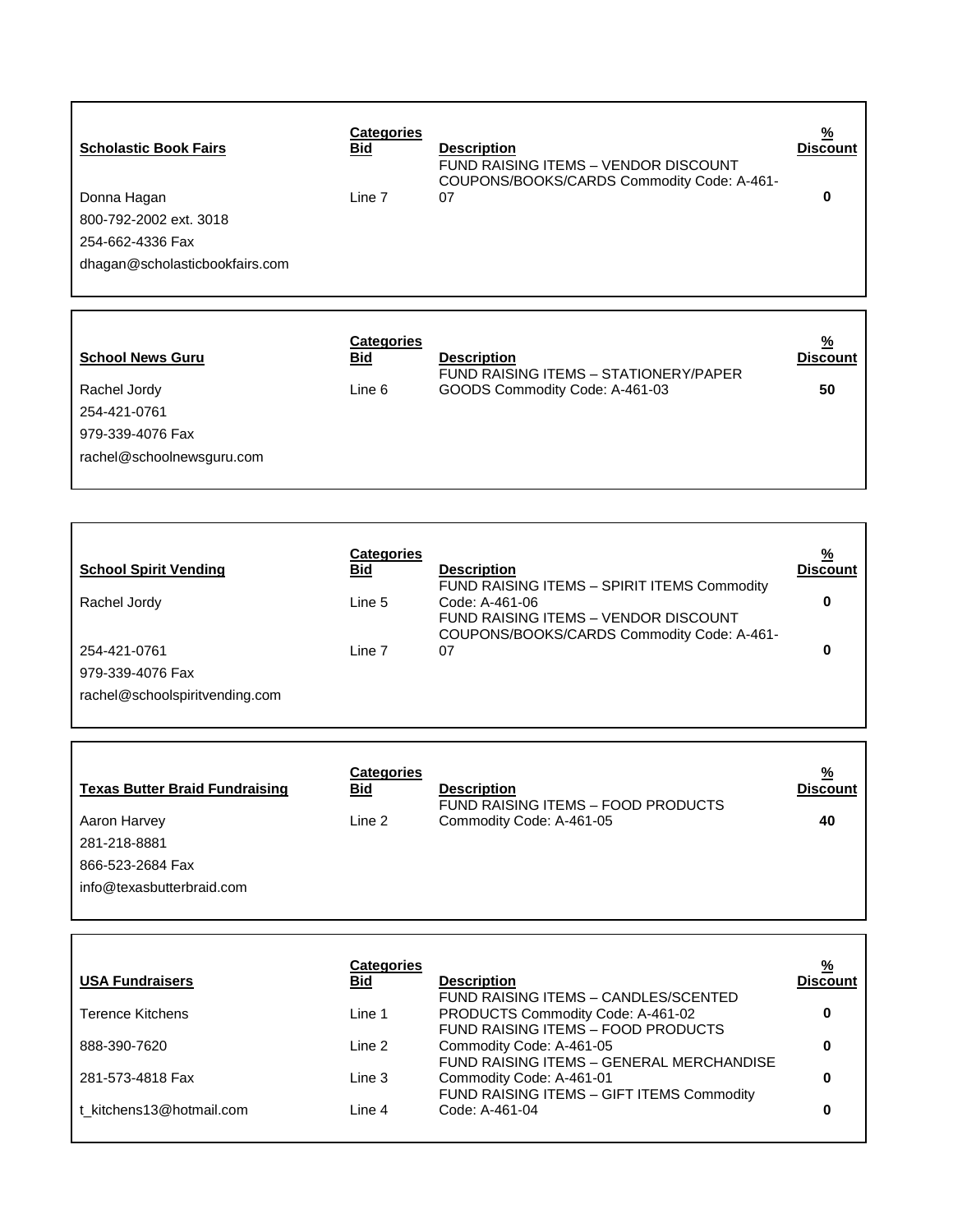| Scholastic Book Fairs | Categories Bid | Description | % Discount |
|---|---|---|---|
| Donna Hagan | Line 7 | FUND RAISING ITEMS – VENDOR DISCOUNT COUPONS/BOOKS/CARDS Commodity Code: A-461-07 | 0 |
| 800-792-2002 ext. 3018 | | | |
| 254-662-4336 Fax | | | |
| dhagan@scholasticbookfairs.com | | | |

| School News Guru | Categories Bid | Description | % Discount |
|---|---|---|---|
| Rachel Jordy | Line 6 | FUND RAISING ITEMS – STATIONERY/PAPER GOODS Commodity Code: A-461-03 | 50 |
| 254-421-0761 | | | |
| 979-339-4076 Fax | | | |
| rachel@schoolnewsguru.com | | | |

| School Spirit Vending | Categories Bid | Description | % Discount |
|---|---|---|---|
| Rachel Jordy | Line 5 | FUND RAISING ITEMS – SPIRIT ITEMS Commodity Code: A-461-06 | 0 |
| 254-421-0761 | Line 7 | FUND RAISING ITEMS – VENDOR DISCOUNT COUPONS/BOOKS/CARDS Commodity Code: A-461-07 | 0 |
| 979-339-4076 Fax | | | |
| rachel@schoolspiritvending.com | | | |

| Texas Butter Braid Fundraising | Categories Bid | Description | % Discount |
|---|---|---|---|
| Aaron Harvey | Line 2 | FUND RAISING ITEMS – FOOD PRODUCTS Commodity Code: A-461-05 | 40 |
| 281-218-8881 | | | |
| 866-523-2684 Fax | | | |
| info@texasbutterbraid.com | | | |

| USA Fundraisers | Categories Bid | Description | % Discount |
|---|---|---|---|
| Terence Kitchens | Line 1 | FUND RAISING ITEMS – CANDLES/SCENTED PRODUCTS Commodity Code: A-461-02 | 0 |
| 888-390-7620 | Line 2 | FUND RAISING ITEMS – FOOD PRODUCTS Commodity Code: A-461-05 | 0 |
| 281-573-4818 Fax | Line 3 | FUND RAISING ITEMS – GENERAL MERCHANDISE Commodity Code: A-461-01 | 0 |
| t_kitchens13@hotmail.com | Line 4 | FUND RAISING ITEMS – GIFT ITEMS Commodity Code: A-461-04 | 0 |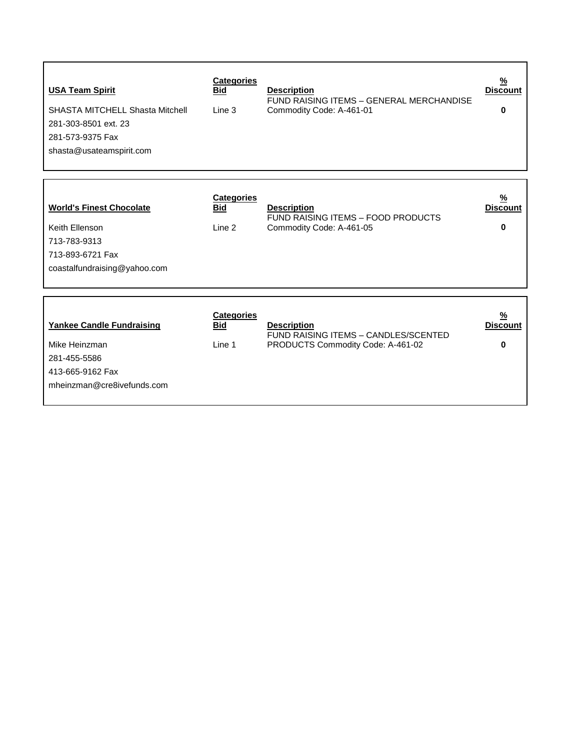| USA Team Spirit | Categories Bid | Description | % Discount |
| --- | --- | --- | --- |
| SHASTA MITCHELL Shasta Mitchell<br>281-303-8501 ext. 23<br>281-573-9375 Fax<br>shasta@usateamspirit.com | Line 3 | FUND RAISING ITEMS – GENERAL MERCHANDISE Commodity Code: A-461-01 | 0 |

| World's Finest Chocolate | Categories Bid | Description | % Discount |
| --- | --- | --- | --- |
| Keith Ellenson<br>713-783-9313<br>713-893-6721 Fax<br>coastalfundraising@yahoo.com | Line 2 | FUND RAISING ITEMS – FOOD PRODUCTS Commodity Code: A-461-05 | 0 |

| Yankee Candle Fundraising | Categories Bid | Description | % Discount |
| --- | --- | --- | --- |
| Mike Heinzman<br>281-455-5586<br>413-665-9162 Fax<br>mheinzman@cre8ivefunds.com | Line 1 | FUND RAISING ITEMS – CANDLES/SCENTED PRODUCTS Commodity Code: A-461-02 | 0 |